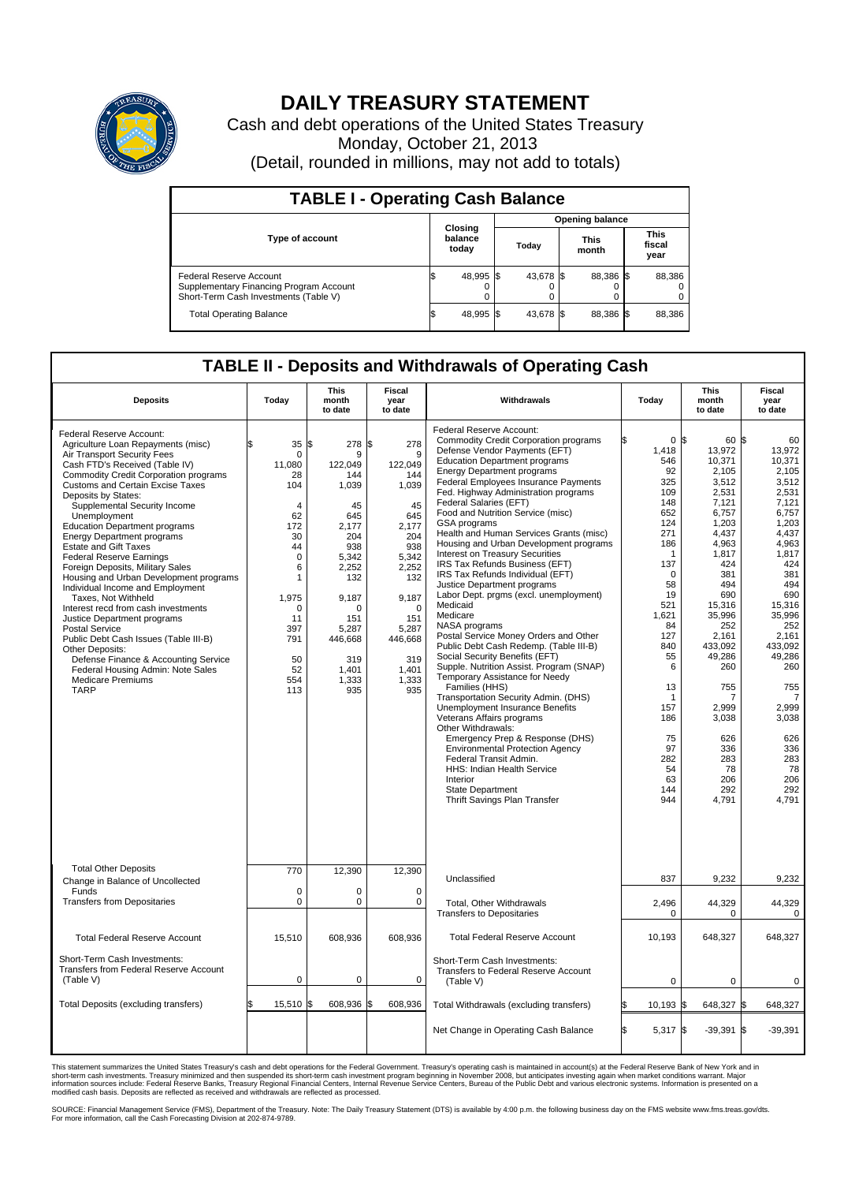# DAILY TREASURY STATEMENT

Cash and debt operations of the United States Treasury

Monday, October 21, 2013

(Detail, rounded in millions, may not add to totals)

## TABLE I - Operating Cash Balance

| Type of account | Closing balance today | Opening balance Today | Opening balance This month | Opening balance This fiscal year |
|---|---|---|---|---|
| Federal Reserve Account | $ 48,995 | $ 43,678 | $ 88,386 | $ 88,386 |
| Supplementary Financing Program Account | 0 | 0 | 0 | 0 |
| Short-Term Cash Investments (Table V) | 0 | 0 | 0 | 0 |
| Total Operating Balance | $ 48,995 | $ 43,678 | $ 88,386 | $ 88,386 |

## TABLE II - Deposits and Withdrawals of Operating Cash

| Deposits | Today | This month to date | Fiscal year to date |
|---|---|---|---|
| Federal Reserve Account: | | | |
| Agriculture Loan Repayments (misc) | $ 35 | $ 278 | $ 278 |
| Air Transport Security Fees | 0 | 9 | 9 |
| Cash FTD's Received (Table IV) | 11,080 | 122,049 | 122,049 |
| Commodity Credit Corporation programs | 28 | 144 | 144 |
| Customs and Certain Excise Taxes | 104 | 1,039 | 1,039 |
| Deposits by States: | | | |
| Supplemental Security Income | 4 | 45 | 45 |
| Unemployment | 62 | 645 | 645 |
| Education Department programs | 172 | 2,177 | 2,177 |
| Energy Department programs | 30 | 204 | 204 |
| Estate and Gift Taxes | 44 | 938 | 938 |
| Federal Reserve Earnings | 0 | 5,342 | 5,342 |
| Foreign Deposits, Military Sales | 6 | 2,252 | 2,252 |
| Housing and Urban Development programs | 1 | 132 | 132 |
| Individual Income and Employment Taxes, Not Withheld | 1,975 | 9,187 | 9,187 |
| Interest recd from cash investments | 0 | 0 | 0 |
| Justice Department programs | 11 | 151 | 151 |
| Postal Service | 397 | 5,287 | 5,287 |
| Public Debt Cash Issues (Table III-B) | 791 | 446,668 | 446,668 |
| Other Deposits: | | | |
| Defense Finance & Accounting Service | 50 | 319 | 319 |
| Federal Housing Admin: Note Sales | 52 | 1,401 | 1,401 |
| Medicare Premiums | 554 | 1,333 | 1,333 |
| TARP | 113 | 935 | 935 |
| Total Other Deposits | 770 | 12,390 | 12,390 |
| Change in Balance of Uncollected Funds | 0 | 0 | 0 |
| Transfers from Depositaries | 0 | 0 | 0 |
| Total Federal Reserve Account | 15,510 | 608,936 | 608,936 |
| Short-Term Cash Investments: Transfers from Federal Reserve Account (Table V) | 0 | 0 | 0 |
| Total Deposits (excluding transfers) | $ 15,510 | $ 608,936 | $ 608,936 |

| Withdrawals | Today | This month to date | Fiscal year to date |
|---|---|---|---|
| Federal Reserve Account: | | | |
| Commodity Credit Corporation programs | $ 0 | $ 60 | $ 60 |
| Defense Vendor Payments (EFT) | 1,418 | 13,972 | 13,972 |
| Education Department programs | 546 | 10,371 | 10,371 |
| Energy Department programs | 92 | 2,105 | 2,105 |
| Federal Employees Insurance Payments | 325 | 3,512 | 3,512 |
| Fed. Highway Administration programs | 109 | 2,531 | 2,531 |
| Federal Salaries (EFT) | 148 | 7,121 | 7,121 |
| Food and Nutrition Service (misc) | 652 | 6,757 | 6,757 |
| GSA programs | 124 | 1,203 | 1,203 |
| Health and Human Services Grants (misc) | 271 | 4,437 | 4,437 |
| Housing and Urban Development programs | 186 | 4,963 | 4,963 |
| Interest on Treasury Securities | 1 | 1,817 | 1,817 |
| IRS Tax Refunds Business (EFT) | 137 | 424 | 424 |
| IRS Tax Refunds Individual (EFT) | 0 | 381 | 381 |
| Justice Department programs | 58 | 494 | 494 |
| Labor Dept. prgms (excl. unemployment) | 19 | 690 | 690 |
| Medicaid | 521 | 15,316 | 15,316 |
| Medicare | 1,621 | 35,996 | 35,996 |
| NASA programs | 84 | 252 | 252 |
| Postal Service Money Orders and Other | 127 | 2,161 | 2,161 |
| Public Debt Cash Redemp. (Table III-B) | 840 | 433,092 | 433,092 |
| Social Security Benefits (EFT) | 55 | 49,286 | 49,286 |
| Supple. Nutrition Assist. Program (SNAP) | 6 | 260 | 260 |
| Temporary Assistance for Needy Families (HHS) | 13 | 755 | 755 |
| Transportation Security Admin. (DHS) | 1 | 7 | 7 |
| Unemployment Insurance Benefits | 157 | 2,999 | 2,999 |
| Veterans Affairs programs | 186 | 3,038 | 3,038 |
| Other Withdrawals: | | | |
| Emergency Prep & Response (DHS) | 75 | 626 | 626 |
| Environmental Protection Agency | 97 | 336 | 336 |
| Federal Transit Admin. | 282 | 283 | 283 |
| HHS: Indian Health Service | 54 | 78 | 78 |
| Interior | 63 | 206 | 206 |
| State Department | 144 | 292 | 292 |
| Thrift Savings Plan Transfer | 944 | 4,791 | 4,791 |
| Unclassified | 837 | 9,232 | 9,232 |
| Total, Other Withdrawals | 2,496 | 44,329 | 44,329 |
| Transfers to Depositaries | 0 | 0 | 0 |
| Total Federal Reserve Account | 10,193 | 648,327 | 648,327 |
| Short-Term Cash Investments: Transfers to Federal Reserve Account (Table V) | 0 | 0 | 0 |
| Total Withdrawals (excluding transfers) | $ 10,193 | $ 648,327 | $ 648,327 |
| Net Change in Operating Cash Balance | $ 5,317 | $ -39,391 | $ -39,391 |

This statement summarizes the United States Treasury's cash and debt operations for the Federal Government. Treasury's operating cash is maintained in account(s) at the Federal Reserve Bank of New York and in short-term cash investments. Treasury minimized and then suspended its short-term cash investment program beginning in November 2008, but anticipates investing again when market conditions warrant. Major information sources include: Federal Reserve Banks, Treasury Regional Financial Centers, Internal Revenue Service Centers, Bureau of the Public Debt and various electronic systems. Information is presented on a modified cash basis. Deposits are reflected as received and withdrawals are reflected as processed.

SOURCE: Financial Management Service (FMS), Department of the Treasury. Note: The Daily Treasury Statement (DTS) is available by 4:00 p.m. the following business day on the FMS website www.fms.treas.gov/dts. For more information, call the Cash Forecasting Division at 202-874-9789.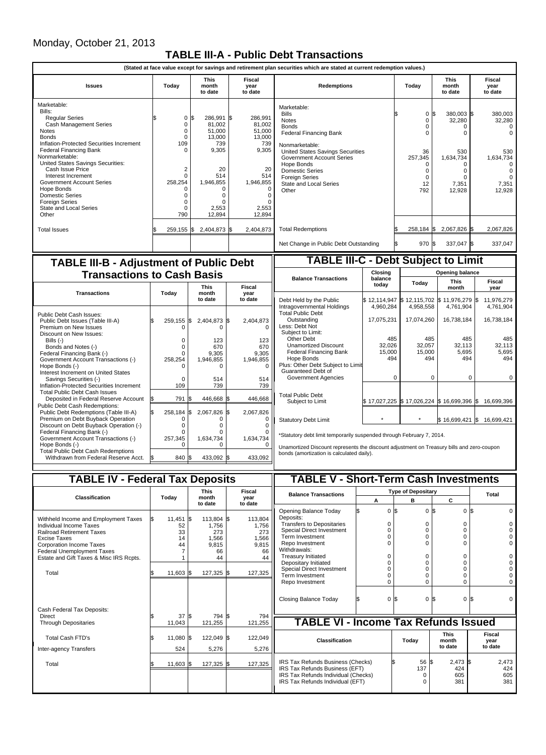Monday, October 21, 2013

# TABLE III-A - Public Debt Transactions

(Stated at face value except for savings and retirement plan securities which are stated at current redemption values.)

| Issues | Today | This month to date | Fiscal year to date | Redemptions | Today | This month to date | Fiscal year to date |
|---|---|---|---|---|---|---|---|
| Marketable: | | | | Marketable: | | | |
| Bills: | | | | Bills | $ 0 | $ 380,003 | $ 380,003 |
| Regular Series | $ 0 | $ 286,991 | $ 286,991 | Notes | 0 | 32,280 | 32,280 |
| Cash Management Series | 0 | 81,002 | 81,002 | Bonds | 0 | 0 | 0 |
| Notes | 0 | 51,000 | 51,000 | Federal Financing Bank | 0 | 0 | 0 |
| Bonds | 0 | 13,000 | 13,000 | | | | |
| Inflation-Protected Securities Increment | 109 | 739 | 739 | Nonmarketable: | | | |
| Federal Financing Bank | 0 | 9,305 | 9,305 | United States Savings Securities | 36 | 530 | 530 |
| Nonmarketable: | | | | Government Account Series | 257,345 | 1,634,734 | 1,634,734 |
| United States Savings Securities: | | | | Hope Bonds | 0 | 0 | 0 |
| Cash Issue Price | 2 | 20 | 20 | Domestic Series | 0 | 0 | 0 |
| Interest Increment | 0 | 514 | 514 | Foreign Series | 0 | 0 | 0 |
| Government Account Series | 258,254 | 1,946,855 | 1,946,855 | State and Local Series | 12 | 7,351 | 7,351 |
| Hope Bonds | 0 | 0 | 0 | Other | 792 | 12,928 | 12,928 |
| Domestic Series | 0 | 0 | 0 | | | | |
| Foreign Series | 0 | 0 | 0 | | | | |
| State and Local Series | 0 | 2,553 | 2,553 | | | | |
| Other | 790 | 12,894 | 12,894 | | | | |
| Total Issues | $ 259,155 | $ 2,404,873 | $ 2,404,873 | Total Redemptions | $ 258,184 | $ 2,067,826 | $ 2,067,826 |
| | | | | Net Change in Public Debt Outstanding | $ 970 | $ 337,047 | $ 337,047 |

# TABLE III-B - Adjustment of Public Debt Transactions to Cash Basis

| Transactions | Today | This month to date | Fiscal year to date |
|---|---|---|---|
| Public Debt Cash Issues: | | | |
| Public Debt Issues (Table III-A) | $ 259,155 | $ 2,404,873 | $ 2,404,873 |
| Premium on New Issues | 0 | 0 | 0 |
| Discount on New Issues: | | | |
| Bills (-) | 0 | 123 | 123 |
| Bonds and Notes (-) | 0 | 670 | 670 |
| Federal Financing Bank (-) | 0 | 9,305 | 9,305 |
| Government Account Transactions (-) | 258,254 | 1,946,855 | 1,946,855 |
| Hope Bonds (-) | 0 | 0 | 0 |
| Interest Increment on United States Savings Securities (-) | 0 | 514 | 514 |
| Inflation-Protected Securities Increment | 109 | 739 | 739 |
| Total Public Debt Cash Issues Deposited in Federal Reserve Account | $ 791 | $ 446,668 | $ 446,668 |
| Public Debt Cash Redemptions: | | | |
| Public Debt Redemptions (Table III-A) | $ 258,184 | $ 2,067,826 | $ 2,067,826 |
| Premium on Debt Buyback Operation | 0 | 0 | 0 |
| Discount on Debt Buyback Operation (-) | 0 | 0 | 0 |
| Federal Financing Bank (-) | 0 | 0 | 0 |
| Government Account Transactions (-) | 257,345 | 1,634,734 | 1,634,734 |
| Hope Bonds (-) | 0 | 0 | 0 |
| Total Public Debt Cash Redemptions Withdrawn from Federal Reserve Acct. | $ 840 | $ 433,092 | $ 433,092 |

# TABLE III-C - Debt Subject to Limit

| Balance Transactions | Closing balance today | Opening balance Today | Opening balance This month | Opening balance Fiscal year |
|---|---|---|---|---|
| Debt Held by the Public | $ 12,114,947 | $ 12,115,702 | $ 11,976,279 | $ 11,976,279 |
| Intragovernmental Holdings | 4,960,284 | 4,958,558 | 4,761,904 | 4,761,904 |
| Total Public Debt Outstanding | 17,075,231 | 17,074,260 | 16,738,184 | 16,738,184 |
| Less: Debt Not Subject to Limit: | | | | |
| Other Debt | 485 | 485 | 485 | 485 |
| Unamortized Discount | 32,026 | 32,057 | 32,113 | 32,113 |
| Federal Financing Bank | 15,000 | 15,000 | 5,695 | 5,695 |
| Hope Bonds | 494 | 494 | 494 | 494 |
| Plus: Other Debt Subject to Limit | | | | |
| Guaranteed Debt of Government Agencies | 0 | 0 | 0 | 0 |
| Total Public Debt Subject to Limit | $ 17,027,225 | $ 17,026,224 | $ 16,699,396 | $ 16,699,396 |
| Statutory Debt Limit | * | * | $ 16,699,421 | $ 16,699,421 |

*Statutory debt limit temporarily suspended through February 7, 2014.

Unamortized Discount represents the discount adjustment on Treasury bills and zero-coupon bonds (amortization is calculated daily).

# TABLE IV - Federal Tax Deposits

| Classification | Today | This month to date | Fiscal year to date |
|---|---|---|---|
| Withheld Income and Employment Taxes | $ 11,451 | $ 113,804 | $ 113,804 |
| Individual Income Taxes | 52 | 1,756 | 1,756 |
| Railroad Retirement Taxes | 33 | 273 | 273 |
| Excise Taxes | 14 | 1,566 | 1,566 |
| Corporation Income Taxes | 44 | 9,815 | 9,815 |
| Federal Unemployment Taxes | 7 | 66 | 66 |
| Estate and Gift Taxes & Misc IRS Rcpts. | 1 | 44 | 44 |
| Total | $ 11,603 | $ 127,325 | $ 127,325 |
| Cash Federal Tax Deposits: | | | |
| Direct | $ 37 | $ 794 | $ 794 |
| Through Depositaries | 11,043 | 121,255 | 121,255 |
| Total Cash FTD's | $ 11,080 | $ 122,049 | $ 122,049 |
| Inter-agency Transfers | 524 | 5,276 | 5,276 |
| Total | $ 11,603 | $ 127,325 | $ 127,325 |

# TABLE V - Short-Term Cash Investments

| Balance Transactions | Type of Depositary A | Type of Depositary B | Type of Depositary C | Total |
|---|---|---|---|---|
| Opening Balance Today | $ 0 | $ 0 | $ 0 | $ 0 |
| Deposits: | | | | |
| Transfers to Depositaries | 0 | 0 | 0 | 0 |
| Special Direct Investment | 0 | 0 | 0 | 0 |
| Term Investment | 0 | 0 | 0 | 0 |
| Repo Investment | 0 | 0 | 0 | 0 |
| Withdrawals: | | | | |
| Treasury Initiated | 0 | 0 | 0 | 0 |
| Depositary Initiated | 0 | 0 | 0 | 0 |
| Special Direct Investment | 0 | 0 | 0 | 0 |
| Term Investment | 0 | 0 | 0 | 0 |
| Repo Investment | 0 | 0 | 0 | 0 |
| Closing Balance Today | $ 0 | $ 0 | $ 0 | $ 0 |

# TABLE VI - Income Tax Refunds Issued

| Classification | Today | This month to date | Fiscal year to date |
|---|---|---|---|
| IRS Tax Refunds Business (Checks) | $ 56 | $ 2,473 | $ 2,473 |
| IRS Tax Refunds Business (EFT) | 137 | 424 | 424 |
| IRS Tax Refunds Individual (Checks) | 0 | 605 | 605 |
| IRS Tax Refunds Individual (EFT) | 0 | 381 | 381 |